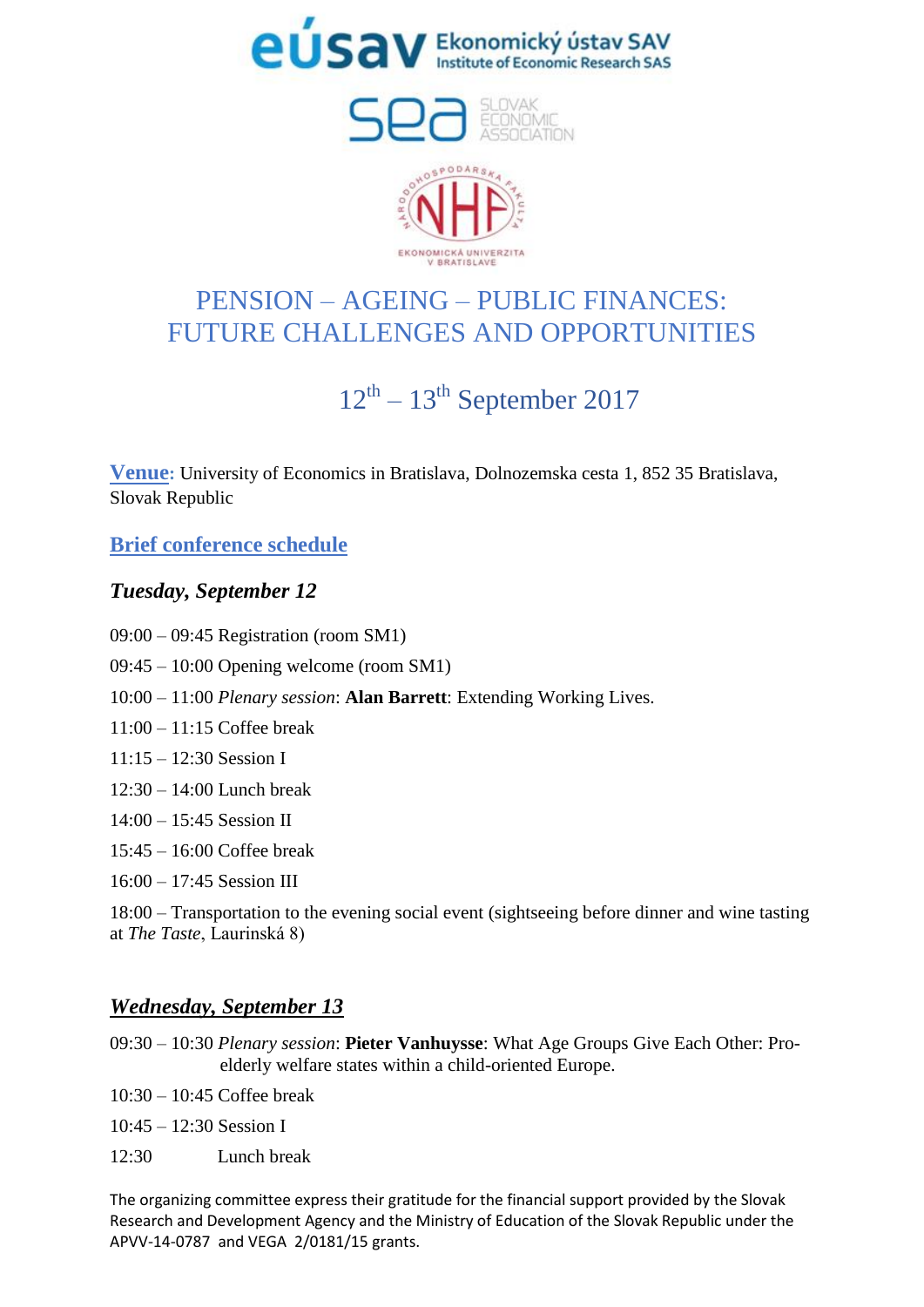Ekonomický ústav SAV
Institute of Economic Research SAS

SLOVAK ECONOMIC ASSOCIATION

NÁRODOHOSPODÁRSKA FAKULTA
EKONOMICKÁ UNIVERZITA V BRATISLAVE

# PENSION – AGEING – PUBLIC FINANCES: FUTURE CHALLENGES AND OPPORTUNITIES

## 12th – 13th September 2017

**Venue:** University of Economics in Bratislava, Dolnozemska cesta 1, 852 35 Bratislava, Slovak Republic

## Brief conference schedule

### *Tuesday, September 12*

09:00 – 09:45 Registration (room SM1)

09:45 – 10:00 Opening welcome (room SM1)

10:00 – 11:00 *Plenary session*: **Alan Barrett**: Extending Working Lives.

11:00 – 11:15 Coffee break

11:15 – 12:30 Session I

12:30 – 14:00 Lunch break

14:00 – 15:45 Session II

15:45 – 16:00 Coffee break

16:00 – 17:45 Session III

18:00 – Transportation to the evening social event (sightseeing before dinner and wine tasting at *The Taste*, Laurinská 8)

### *Wednesday, September 13*

09:30 – 10:30 *Plenary session*: **Pieter Vanhuysse**: What Age Groups Give Each Other: Pro-elderly welfare states within a child-oriented Europe.

10:30 – 10:45 Coffee break

10:45 – 12:30 Session I

12:30 Lunch break

The organizing committee express their gratitude for the financial support provided by the Slovak Research and Development Agency and the Ministry of Education of the Slovak Republic under the APVV-14-0787 and VEGA 2/0181/15 grants.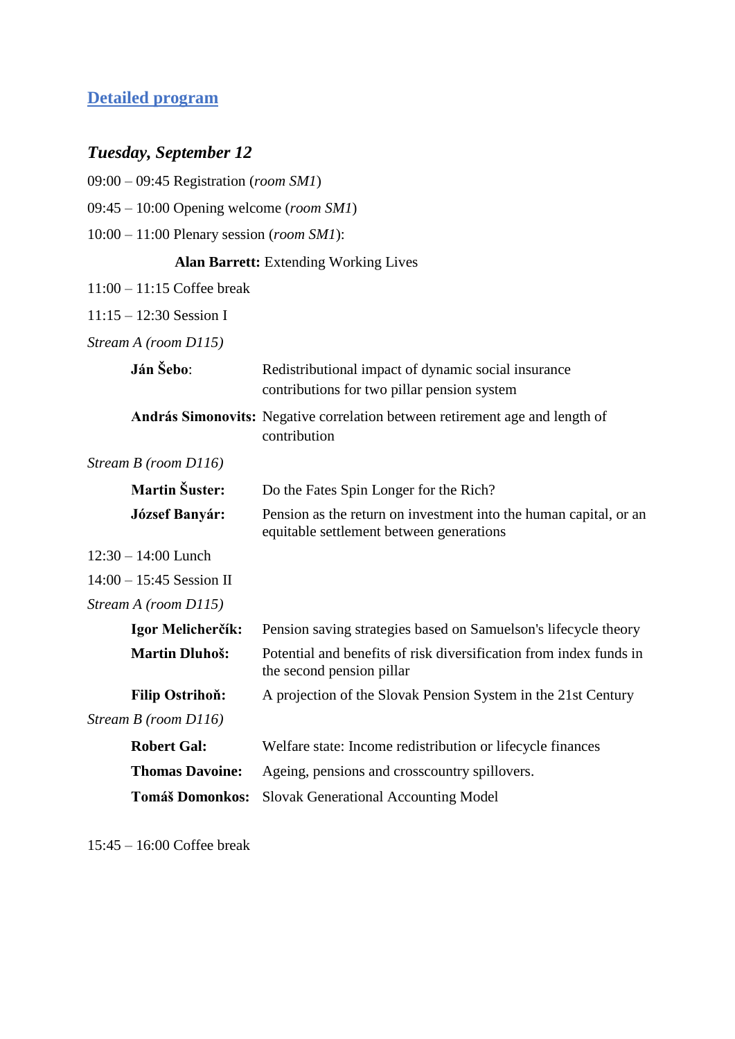## Detailed program

### *Tuesday, September 12*

09:00 – 09:45 Registration (*room SM1*)

09:45 – 10:00 Opening welcome (*room SM1*)

10:00 – 11:00 Plenary session (*room SM1*):

**Alan Barrett:** Extending Working Lives

11:00 – 11:15 Coffee break

11:15 – 12:30 Session I

*Stream A (room D115)*

**Ján Šebo**: Redistributional impact of dynamic social insurance contributions for two pillar pension system

**András Simonovits:** Negative correlation between retirement age and length of contribution

*Stream B (room D116)*

**Martin Šuster:** Do the Fates Spin Longer for the Rich?

**József Banyár:** Pension as the return on investment into the human capital, or an equitable settlement between generations

12:30 – 14:00 Lunch

14:00 – 15:45 Session II

*Stream A (room D115)*

**Igor Melicherčík:** Pension saving strategies based on Samuelson's lifecycle theory

**Martin Dluhoš:** Potential and benefits of risk diversification from index funds in the second pension pillar

**Filip Ostrihoň:** A projection of the Slovak Pension System in the 21st Century

*Stream B (room D116)*

**Robert Gal:** Welfare state: Income redistribution or lifecycle finances

**Thomas Davoine:** Ageing, pensions and crosscountry spillovers.

**Tomáš Domonkos:** Slovak Generational Accounting Model

15:45 – 16:00 Coffee break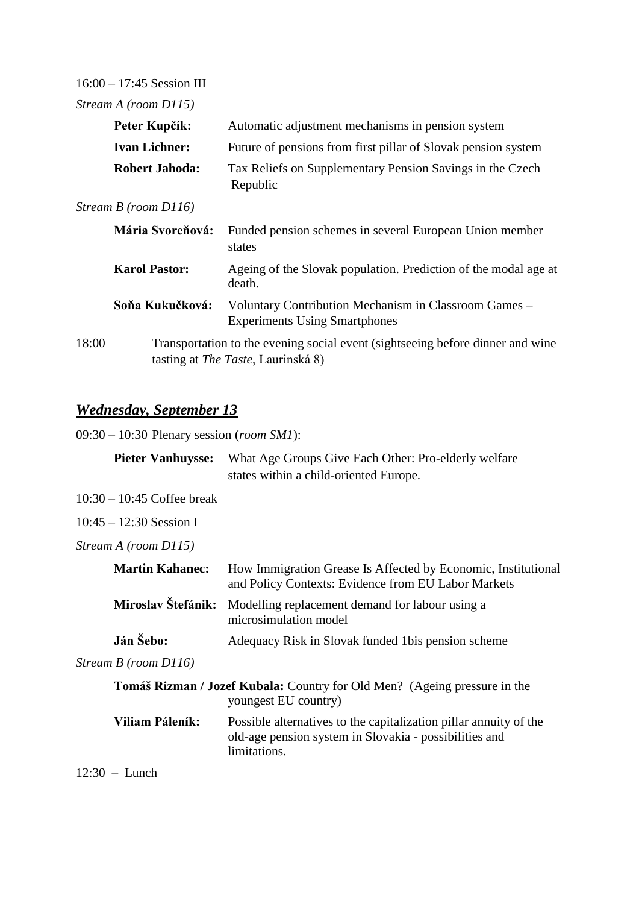16:00 – 17:45 Session III

*Stream A (room D115)*

**Peter Kupčík:** Automatic adjustment mechanisms in pension system

**Ivan Lichner:** Future of pensions from first pillar of Slovak pension system

**Robert Jahoda:** Tax Reliefs on Supplementary Pension Savings in the Czech Republic

*Stream B (room D116)*

**Mária Svoreňová:** Funded pension schemes in several European Union member states

**Karol Pastor:** Ageing of the Slovak population. Prediction of the modal age at death.

**Soňa Kukučková:** Voluntary Contribution Mechanism in Classroom Games – Experiments Using Smartphones

18:00 Transportation to the evening social event (sightseeing before dinner and wine tasting at *The Taste*, Laurinská 8)

## ***Wednesday, September 13***

09:30 – 10:30 Plenary session (*room SM1*):

**Pieter Vanhuysse:** What Age Groups Give Each Other: Pro-elderly welfare states within a child-oriented Europe.

10:30 – 10:45 Coffee break

10:45 – 12:30 Session I

*Stream A (room D115)*

**Martin Kahanec:** How Immigration Grease Is Affected by Economic, Institutional and Policy Contexts: Evidence from EU Labor Markets

**Miroslav Štefánik:** Modelling replacement demand for labour using a microsimulation model

**Ján Šebo:** Adequacy Risk in Slovak funded 1bis pension scheme

*Stream B (room D116)*

**Tomáš Rizman / Jozef Kubala:** Country for Old Men? (Ageing pressure in the youngest EU country)

**Viliam Páleník:** Possible alternatives to the capitalization pillar annuity of the old-age pension system in Slovakia - possibilities and limitations.

12:30 – Lunch